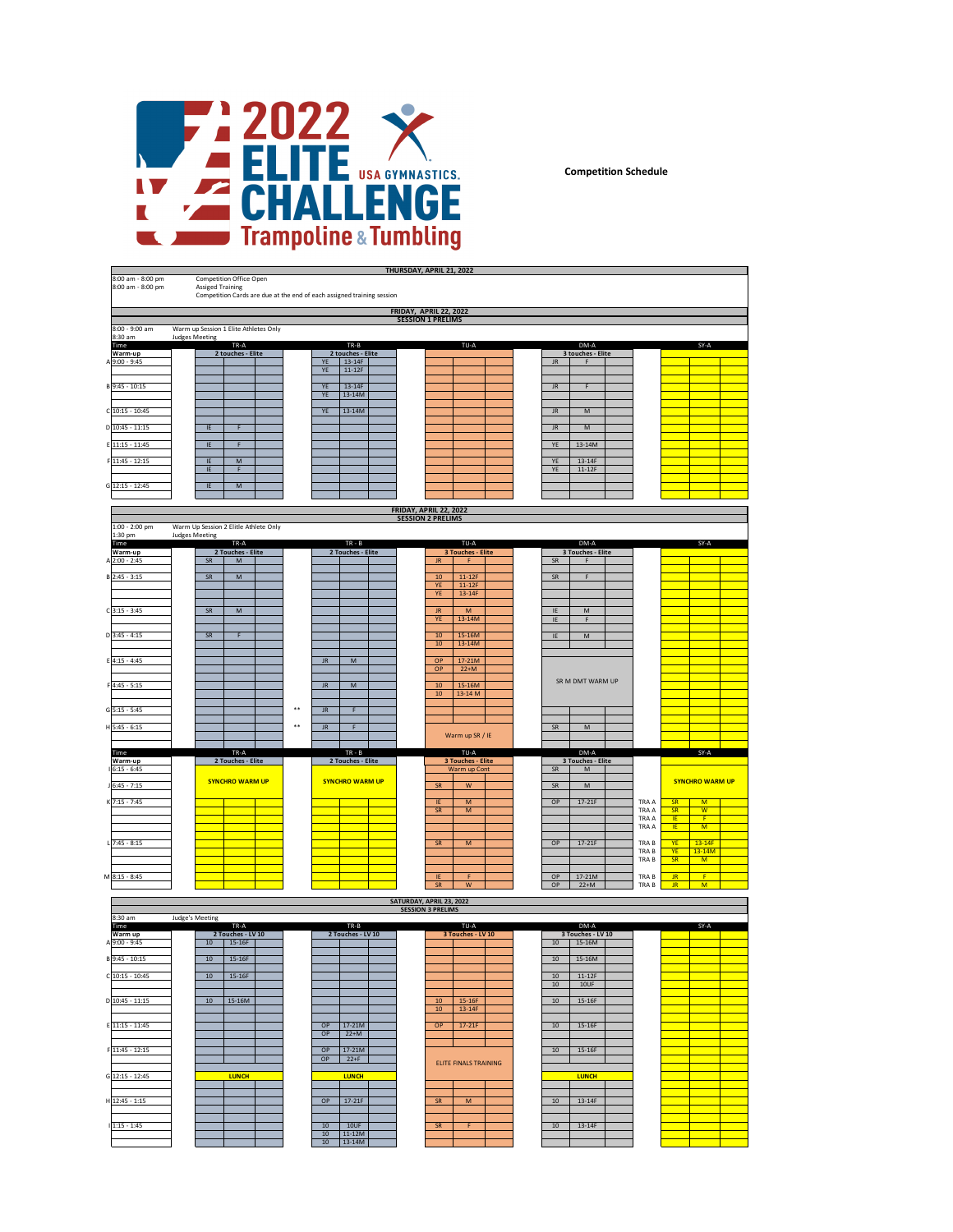# 2022 ELITE CHALLENGE

## USA GYMNASTICS Trampoline & Tumbling

**Competition Schedule**

### THURSDAY, APRIL 21, 2022

| | |
|---|---|
| 8:00 am - 8:00 pm | Competition Office Open |
| 8:00 am - 8:00 pm | Assiged Training |
| | Competition Cards are due at the end of each assigned training session |

### FRIDAY, APRIL 22, 2022 — SESSION 1 PRELIMS

| | |
|---|---|
| 8:00 - 9:00 am | Warm up Session 1 Elite Athletes Only |
| 8:30 am | Judges Meeting |

| | Time | TR-A | | TR-B | | TU-A | | DM-A | | SY-A | |
|---|---|---|---|---|---|---|---|---|---|---|---|
| | Warm-up | 2 touches - Elite | | 2 touches - Elite | | | | 3 touches - Elite | | | |
| A | 9:00 - 9:45 | | | YE | 13-14F | | | JR | F | | |
| | | | | YE | 11-12F | | | | | | |
| B | 9:45 - 10:15 | | | YE | 13-14F | | | JR | F | | |
| | | | | YE | 13-14M | | | | | | |
| C | 10:15 - 10:45 | | | YE | 13-14M | | | JR | M | | |
| D | 10:45 - 11:15 | IE | F | | | | | JR | M | | |
| E | 11:15 - 11:45 | IE | F | | | | | YE | 13-14M | | |
| F | 11:45 - 12:15 | IE | M | | | | | YE | 13-14F | | |
| | | IE | F | | | | | YE | 11-12F | | |
| G | 12:15 - 12:45 | IE | M | | | | | | | | |

### FRIDAY, APRIL 22, 2022 — SESSION 2 PRELIMS

| | |
|---|---|
| 1:00 - 2:00 pm | Warm Up Session 2 Elite Athlete Only |
| 1:30 pm | Judges Meeting |

| | Time | TR-A | | TR - B | | TU-A | | DM-A | | SY-A | | |
|---|---|---|---|---|---|---|---|---|---|---|---|---|
| | Warm-up | 2 Touches - Elite | | 2 Touches - Elite | | 3 Touches - Elite | | 3 Touches - Elite | | | | |
| A | 2:00 - 2:45 | SR | M | | | JR | F | SR | F | | | |
| B | 2:45 - 3:15 | SR | M | | | 10 | 11-12F | SR | F | | | |
| | | | | | | YE | 11-12F | | | | | |
| | | | | | | YE | 13-14F | | | | | |
| C | 3:15 - 3:45 | SR | M | | | JR | M | IE | M | | | |
| | | | | | | YE | 13-14M | IE | F | | | |
| D | 3:45 - 4:15 | SR | F | | | 10 | 15-16M | IE | M | | | |
| | | | | | | 10 | 13-14M | | | | | |
| E | 4:15 - 4:45 | | | JR | M | OP | 17-21M | | | | | |
| | | | | | | OP | 22+M | SR M DMT WARM UP | | | | |
| F | 4:45 - 5:15 | | | JR | M | 10 | 15-16M | | | | | |
| | | | | | | 10 | 13-14 M | | | | | |
| G | 5:15 - 5:45 | ** | | JR | F | | | | | | | |
| H | 5:45 - 6:15 | ** | | JR | F | Warm up SR / IE | | SR | M | | | |
| | Time | TR-A | | TR - B | | TU-A | | DM-A | | | SY-A | |
| | Warm-up | 2 Touches - Elite | | 2 Touches - Elite | | 3 Touches - Elite | | 3 Touches - Elite | | | | |
| I | 6:15 - 6:45 | SYNCHRO WARM UP | | SYNCHRO WARM UP | | Warm up Cont | | SR | M | | SYNCHRO WARM UP | |
| J | 6:45 - 7:15 | | | | | SR | W | SR | M | | | |
| K | 7:15 - 7:45 | | | | | IE | M | OP | 17-21F | TRA A | SR | M |
| | | | | | | SR | M | | | TRA A | SR | W |
| | | | | | | | | | | TRA A | IE | F |
| | | | | | | | | | | TRA A | IE | M |
| L | 7:45 - 8:15 | | | | | SR | M | OP | 17-21F | TRA B | YE | 13-14F |
| | | | | | | | | | | TRA B | YE | 13-14M |
| | | | | | | | | | | TRA B | SR | M |
| M | 8:15 - 8:45 | | | | | IE | F | OP | 17-21M | TRA B | JR | F |
| | | | | | | SR | W | OP | 22+M | TRA B | JR | M |

### SATURDAY, APRIL 23, 2022 — SESSION 3 PRELIMS

| | |
|---|---|
| 8:30 am | Judge's Meeting |

| | Time | TR-A | | TR-B | | TU-A | | DM-A | | SY-A |
|---|---|---|---|---|---|---|---|---|---|---|
| | Warm up | 2 Touches - LV 10 | | 2 Touches - LV 10 | | 3 Touches - LV 10 | | 3 Touches - LV 10 | | |
| A | 9:00 - 9:45 | 10 | 15-16F | | | | | 10 | 15-16M | |
| B | 9:45 - 10:15 | 10 | 15-16F | | | | | 10 | 15-16M | |
| C | 10:15 - 10:45 | 10 | 15-16F | | | | | 10 | 11-12F | |
| | | | | | | | | 10 | 10UF | |
| D | 10:45 - 11:15 | 10 | 15-16M | | | 10 | 15-16F | 10 | 15-16F | |
| | | | | | | 10 | 13-14F | | | |
| E | 11:15 - 11:45 | | | OP | 17-21M | OP | 17-21F | 10 | 15-16F | |
| | | | | OP | 22+M | | | | | |
| F | 11:45 - 12:15 | | | OP | 17-21M | ELITE FINALS TRAINING | | 10 | 15-16F | |
| | | | | OP | 22+F | | | | | |
| G | 12:15 - 12:45 | LUNCH | | LUNCH | | | | LUNCH | | |
| H | 12:45 - 1:15 | | | OP | 17-21F | SR | M | 10 | 13-14F | |
| I | 1:15 - 1:45 | | | 10 | 10UF | SR | F | 10 | 13-14F | |
| | | | | 10 | 11-12M | | | | | |
| | | | | 10 | 13-14M | | | | | |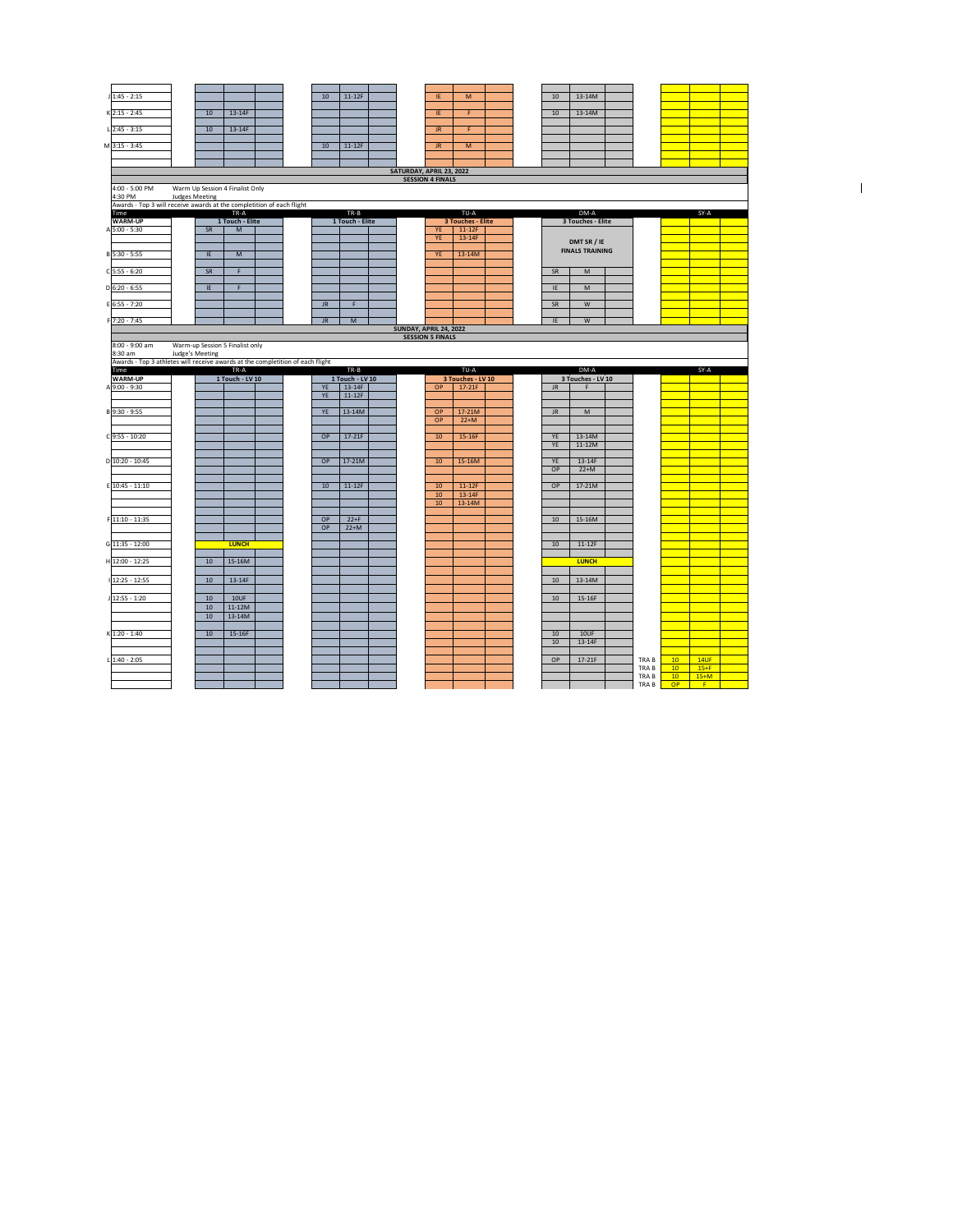| | Time | TR-A | | | TR-B | | | TU-A | | | DM-A | | | | SY-A | | |
|---|---|---|---|---|---|---|---|---|---|---|---|---|---|---|---|---|---|
| J | 1:45 - 2:15 | | | | 10 | 11-12F | | IE | M | | 10 | 13-14M | | | | | |
| K | 2:15 - 2:45 | 10 | 13-14F | | | | | IE | F | | 10 | 13-14M | | | | | |
| L | 2:45 - 3:15 | 10 | 13-14F | | | | | JR | F | | | | | | | | |
| M | 3:15 - 3:45 | | | | 10 | 11-12F | | JR | M | | | | | | | | |

**SATURDAY, APRIL 23, 2022**
**SESSION 4 FINALS**

4:00 - 5:00 PM Warm Up Session 4 Finalist Only
4:30 PM Judges Meeting
Awards - Top 3 will receive awards at the completition of each flight

| | Time | TR-A | | | TR-B | | | TU-A | | | DM-A | | | SY-A | | |
|---|---|---|---|---|---|---|---|---|---|---|---|---|---|---|---|---|
| | WARM-UP | 1 Touch - Elite | | | 1 Touch - Elite | | | 3 Touches - Elite | | | 3 Touches - Elite | | | | | |
| A | 5:00 - 5:30 | SR | M | | | | | YE | 11-12F | | | | | | | |
| | | | | | | | | YE | 13-14F | | DMT SR / IE FINALS TRAINING | | | | | |
| B | 5:30 - 5:55 | IE | M | | | | | YE | 13-14M | | | | | | | |
| C | 5:55 - 6:20 | SR | F | | | | | | | | SR | M | | | | |
| D | 6:20 - 6:55 | IE | F | | | | | | | | IE | M | | | | |
| E | 6:55 - 7:20 | | | | JR | F | | | | | SR | W | | | | |
| F | 7:20 - 7:45 | | | | JR | M | | | | | IE | W | | | | |

**SUNDAY, APRIL 24, 2022**
**SESSION 5 FINALS**

8:00 - 9:00 am Warm-up Session 5 Finalist only
8:30 am Judge's Meeting
Awards - Top 3 athletes will receive awards at the completition of each flight

| | Time | TR-A | | | TR-B | | | TU-A | | | DM-A | | | | SY-A | | |
|---|---|---|---|---|---|---|---|---|---|---|---|---|---|---|---|---|---|
| | WARM-UP | 1 Touch - LV 10 | | | 1 Touch - LV 10 | | | 3 Touches - LV 10 | | | 3 Touches - LV 10 | | | | | | |
| A | 9:00 - 9:30 | | | | YE | 13-14F | | OP | 17-21F | | JR | F | | | | | |
| | | | | | YE | 11-12F | | | | | | | | | | | |
| B | 9:30 - 9:55 | | | | YE | 13-14M | | OP | 17-21M | | JR | M | | | | | |
| | | | | | | | | OP | 22+M | | | | | | | | |
| C | 9:55 - 10:20 | | | | OP | 17-21F | | 10 | 15-16F | | YE | 13-14M | | | | | |
| | | | | | | | | | | | YE | 11-12M | | | | | |
| D | 10:20 - 10:45 | | | | OP | 17-21M | | 10 | 15-16M | | YE | 13-14F | | | | | |
| | | | | | | | | | | | OP | 22+M | | | | | |
| E | 10:45 - 11:10 | | | | 10 | 11-12F | | 10 | 11-12F | | OP | 17-21M | | | | | |
| | | | | | | | | 10 | 13-14F | | | | | | | | |
| | | | | | | | | 10 | 13-14M | | | | | | | | |
| F | 11:10 - 11:35 | | | | OP | 22+F | | | | | 10 | 15-16M | | | | | |
| | | | | | OP | 22+M | | | | | | | | | | | |
| G | 11:35 - 12:00 | | LUNCH | | | | | | | | 10 | 11-12F | | | | | |
| H | 12:00 - 12:25 | 10 | 15-16M | | | | | | | | | LUNCH | | | | | |
| I | 12:25 - 12:55 | 10 | 13-14F | | | | | | | | 10 | 13-14M | | | | | |
| J | 12:55 - 1:20 | 10 | 10UF | | | | | | | | 10 | 15-16F | | | | | |
| | | 10 | 11-12M | | | | | | | | | | | | | | |
| | | 10 | 13-14M | | | | | | | | | | | | | | |
| K | 1:20 - 1:40 | 10 | 15-16F | | | | | | | | 10 | 10UF | | | | | |
| | | | | | | | | | | | 10 | 13-14F | | | | | |
| L | 1:40 - 2:05 | | | | | | | | | | OP | 17-21F | | TRA B | 10 | 14UF | |
| | | | | | | | | | | | | | | TRA B | 10 | 15+F | |
| | | | | | | | | | | | | | | TRA B | 10 | 15+M | |
| | | | | | | | | | | | | | | TRA B | OP | F | |